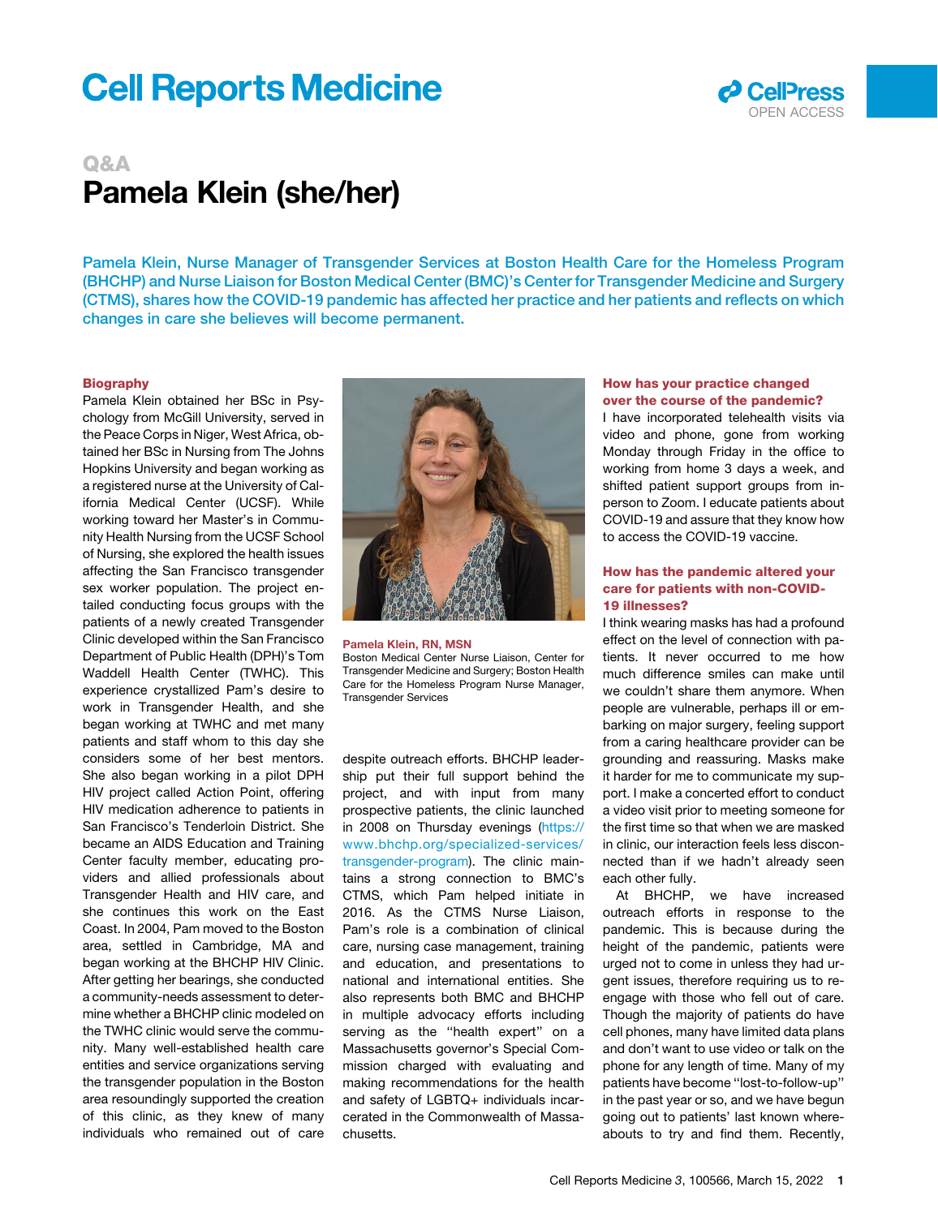Q&A

# Pamela Klein (she/her)

**Pamela Klein, Nurse Manager of Transgender Services at Boston Health Care for the Homeless Program (BHCHP) and Nurse Liaison for Boston Medical Center (BMC)'s Center for Transgender Medicine and Surgery (CTMS), shares how the COVID-19 pandemic has affected her practice and her patients and reflects on which changes in care she believes will become permanent.**

## Biography

Pamela Klein obtained her BSc in Psychology from McGill University, served in the Peace Corps in Niger, West Africa, obtained her BSc in Nursing from The Johns Hopkins University and began working as a registered nurse at the University of California Medical Center (UCSF). While working toward her Master's in Community Health Nursing from the UCSF School of Nursing, she explored the health issues affecting the San Francisco transgender sex worker population. The project entailed conducting focus groups with the patients of a newly created Transgender Clinic developed within the San Francisco Department of Public Health (DPH)'s Tom Waddell Health Center (TWHC). This experience crystallized Pam's desire to work in Transgender Health, and she began working at TWHC and met many patients and staff whom to this day she considers some of her best mentors. She also began working in a pilot DPH HIV project called Action Point, offering HIV medication adherence to patients in San Francisco's Tenderloin District. She became an AIDS Education and Training Center faculty member, educating providers and allied professionals about Transgender Health and HIV care, and she continues this work on the East Coast. In 2004, Pam moved to the Boston area, settled in Cambridge, MA and began working at the BHCHP HIV Clinic. After getting her bearings, she conducted a community-needs assessment to determine whether a BHCHP clinic modeled on the TWHC clinic would serve the community. Many well-established health care entities and service organizations serving the transgender population in the Boston area resoundingly supported the creation of this clinic, as they knew of many individuals who remained out of care despite outreach efforts. BHCHP leadership put their full support behind the project, and with input from many prospective patients, the clinic launched in 2008 on Thursday evenings (https://www.bhchp.org/specialized-services/transgender-program). The clinic maintains a strong connection to BMC's CTMS, which Pam helped initiate in 2016. As the CTMS Nurse Liaison, Pam's role is a combination of clinical care, nursing case management, training and education, and presentations to national and international entities. She also represents both BMC and BHCHP in multiple advocacy efforts including serving as the "health expert" on a Massachusetts governor's Special Commission charged with evaluating and making recommendations for the health and safety of LGBTQ+ individuals incarcerated in the Commonwealth of Massachusetts.

**Pamela Klein, RN, MSN**
Boston Medical Center Nurse Liaison, Center for Transgender Medicine and Surgery; Boston Health Care for the Homeless Program Nurse Manager, Transgender Services

## How has your practice changed over the course of the pandemic?

I have incorporated telehealth visits via video and phone, gone from working Monday through Friday in the office to working from home 3 days a week, and shifted patient support groups from in-person to Zoom. I educate patients about COVID-19 and assure that they know how to access the COVID-19 vaccine.

## How has the pandemic altered your care for patients with non-COVID-19 illnesses?

I think wearing masks has had a profound effect on the level of connection with patients. It never occurred to me how much difference smiles can make until we couldn't share them anymore. When people are vulnerable, perhaps ill or embarking on major surgery, feeling support from a caring healthcare provider can be grounding and reassuring. Masks make it harder for me to communicate my support. I make a concerted effort to conduct a video visit prior to meeting someone for the first time so that when we are masked in clinic, our interaction feels less disconnected than if we hadn't already seen each other fully.

At BHCHP, we have increased outreach efforts in response to the pandemic. This is because during the height of the pandemic, patients were urged not to come in unless they had urgent issues, therefore requiring us to re-engage with those who fell out of care. Though the majority of patients do have cell phones, many have limited data plans and don't want to use video or talk on the phone for any length of time. Many of my patients have become "lost-to-follow-up" in the past year or so, and we have begun going out to patients' last known whereabouts to try and find them. Recently,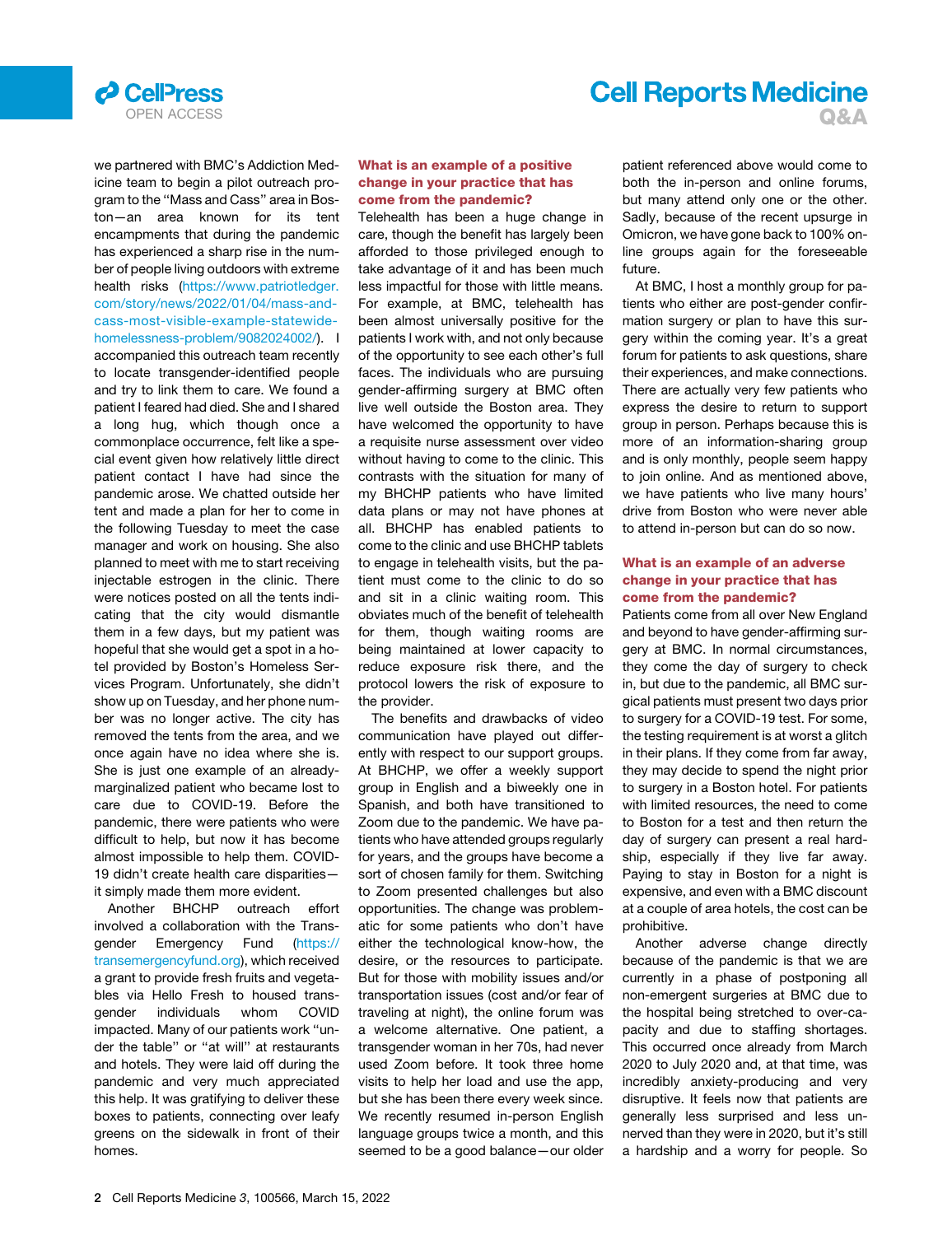we partnered with BMC's Addiction Medicine team to begin a pilot outreach program to the "Mass and Cass" area in Boston—an area known for its tent encampments that during the pandemic has experienced a sharp rise in the number of people living outdoors with extreme health risks (https://www.patriotledger.com/story/news/2022/01/04/mass-and-cass-most-visible-example-statewide-homelessness-problem/9082024002/). I accompanied this outreach team recently to locate transgender-identified people and try to link them to care. We found a patient I feared had died. She and I shared a long hug, which though once a commonplace occurrence, felt like a special event given how relatively little direct patient contact I have had since the pandemic arose. We chatted outside her tent and made a plan for her to come in the following Tuesday to meet the case manager and work on housing. She also planned to meet with me to start receiving injectable estrogen in the clinic. There were notices posted on all the tents indicating that the city would dismantle them in a few days, but my patient was hopeful that she would get a spot in a hotel provided by Boston's Homeless Services Program. Unfortunately, she didn't show up on Tuesday, and her phone number was no longer active. The city has removed the tents from the area, and we once again have no idea where she is. She is just one example of an already-marginalized patient who became lost to care due to COVID-19. Before the pandemic, there were patients who were difficult to help, but now it has become almost impossible to help them. COVID-19 didn't create health care disparities—it simply made them more evident.

Another BHCHP outreach effort involved a collaboration with the Transgender Emergency Fund (https://transemergencyfund.org), which received a grant to provide fresh fruits and vegetables via Hello Fresh to housed transgender individuals whom COVID impacted. Many of our patients work "under the table" or "at will" at restaurants and hotels. They were laid off during the pandemic and very much appreciated this help. It was gratifying to deliver these boxes to patients, connecting over leafy greens on the sidewalk in front of their homes.

**What is an example of a positive change in your practice that has come from the pandemic?**

Telehealth has been a huge change in care, though the benefit has largely been afforded to those privileged enough to take advantage of it and has been much less impactful for those with little means. For example, at BMC, telehealth has been almost universally positive for the patients I work with, and not only because of the opportunity to see each other's full faces. The individuals who are pursuing gender-affirming surgery at BMC often live well outside the Boston area. They have welcomed the opportunity to have a requisite nurse assessment over video without having to come to the clinic. This contrasts with the situation for many of my BHCHP patients who have limited data plans or may not have phones at all. BHCHP has enabled patients to come to the clinic and use BHCHP tablets to engage in telehealth visits, but the patient must come to the clinic to do so and sit in a clinic waiting room. This obviates much of the benefit of telehealth for them, though waiting rooms are being maintained at lower capacity to reduce exposure risk there, and the protocol lowers the risk of exposure to the provider.

The benefits and drawbacks of video communication have played out differently with respect to our support groups. At BHCHP, we offer a weekly support group in English and a biweekly one in Spanish, and both have transitioned to Zoom due to the pandemic. We have patients who have attended groups regularly for years, and the groups have become a sort of chosen family for them. Switching to Zoom presented challenges but also opportunities. The change was problematic for some patients who don't have either the technological know-how, the desire, or the resources to participate. But for those with mobility issues and/or transportation issues (cost and/or fear of traveling at night), the online forum was a welcome alternative. One patient, a transgender woman in her 70s, had never used Zoom before. It took three home visits to help her load and use the app, but she has been there every week since. We recently resumed in-person English language groups twice a month, and this seemed to be a good balance—our older patient referenced above would come to both the in-person and online forums, but many attend only one or the other. Sadly, because of the recent upsurge in Omicron, we have gone back to 100% online groups again for the foreseeable future.

At BMC, I host a monthly group for patients who either are post-gender confirmation surgery or plan to have this surgery within the coming year. It's a great forum for patients to ask questions, share their experiences, and make connections. There are actually very few patients who express the desire to return to support group in person. Perhaps because this is more of an information-sharing group and is only monthly, people seem happy to join online. And as mentioned above, we have patients who live many hours' drive from Boston who were never able to attend in-person but can do so now.

**What is an example of an adverse change in your practice that has come from the pandemic?**

Patients come from all over New England and beyond to have gender-affirming surgery at BMC. In normal circumstances, they come the day of surgery to check in, but due to the pandemic, all BMC surgical patients must present two days prior to surgery for a COVID-19 test. For some, the testing requirement is at worst a glitch in their plans. If they come from far away, they may decide to spend the night prior to surgery in a Boston hotel. For patients with limited resources, the need to come to Boston for a test and then return the day of surgery can present a real hardship, especially if they live far away. Paying to stay in Boston for a night is expensive, and even with a BMC discount at a couple of area hotels, the cost can be prohibitive.

Another adverse change directly because of the pandemic is that we are currently in a phase of postponing all non-emergent surgeries at BMC due to the hospital being stretched to over-capacity and due to staffing shortages. This occurred once already from March 2020 to July 2020 and, at that time, was incredibly anxiety-producing and very disruptive. It feels now that patients are generally less surprised and less unnerved than they were in 2020, but it's still a hardship and a worry for people. So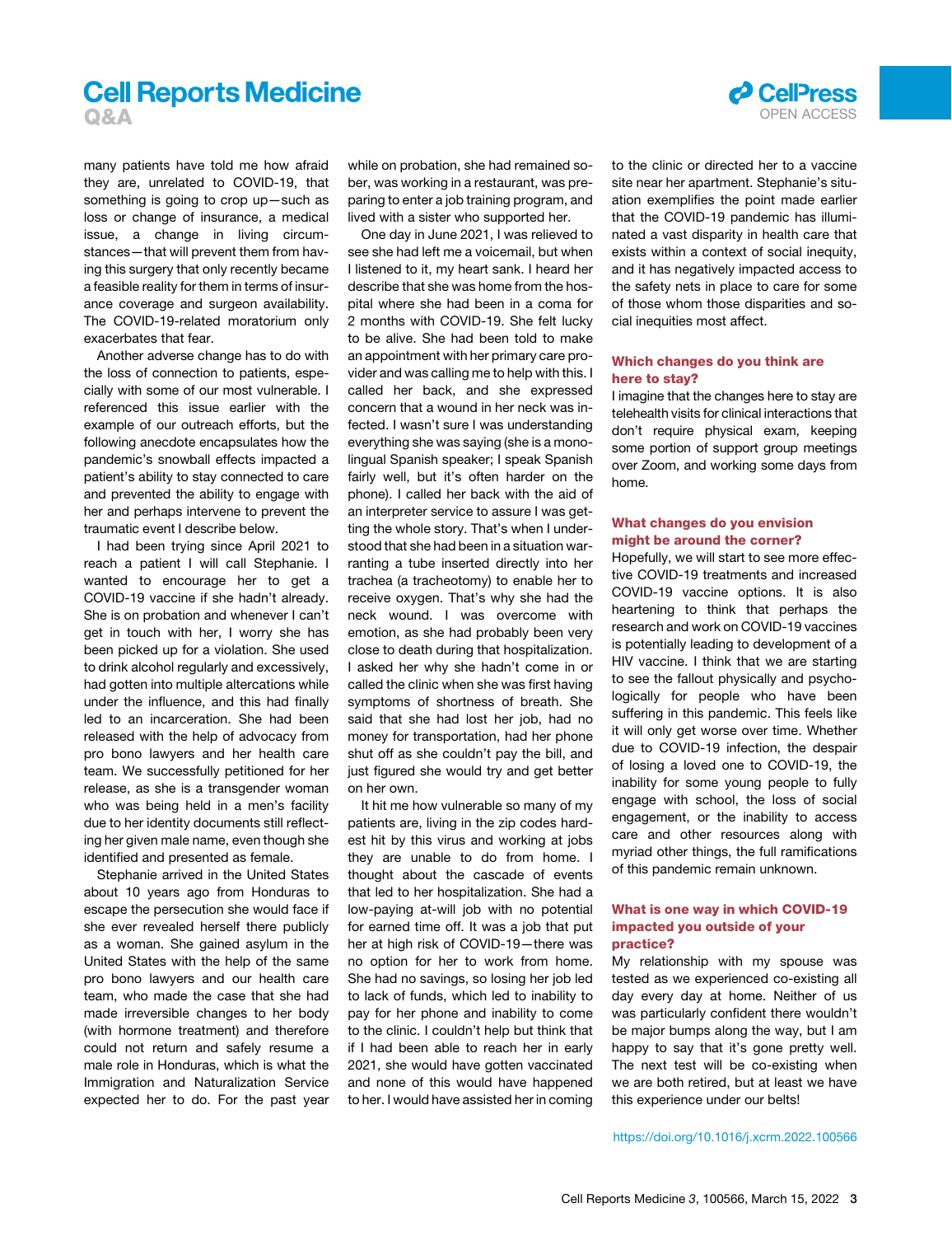many patients have told me how afraid they are, unrelated to COVID-19, that something is going to crop up—such as loss or change of insurance, a medical issue, a change in living circumstances—that will prevent them from having this surgery that only recently became a feasible reality for them in terms of insurance coverage and surgeon availability. The COVID-19-related moratorium only exacerbates that fear.

Another adverse change has to do with the loss of connection to patients, especially with some of our most vulnerable. I referenced this issue earlier with the example of our outreach efforts, but the following anecdote encapsulates how the pandemic's snowball effects impacted a patient's ability to stay connected to care and prevented the ability to engage with her and perhaps intervene to prevent the traumatic event I describe below.

I had been trying since April 2021 to reach a patient I will call Stephanie. I wanted to encourage her to get a COVID-19 vaccine if she hadn't already. She is on probation and whenever I can't get in touch with her, I worry she has been picked up for a violation. She used to drink alcohol regularly and excessively, had gotten into multiple altercations while under the influence, and this had finally led to an incarceration. She had been released with the help of advocacy from pro bono lawyers and her health care team. We successfully petitioned for her release, as she is a transgender woman who was being held in a men's facility due to her identity documents still reflecting her given male name, even though she identified and presented as female.

Stephanie arrived in the United States about 10 years ago from Honduras to escape the persecution she would face if she ever revealed herself there publicly as a woman. She gained asylum in the United States with the help of the same pro bono lawyers and our health care team, who made the case that she had made irreversible changes to her body (with hormone treatment) and therefore could not return and safely resume a male role in Honduras, which is what the Immigration and Naturalization Service expected her to do. For the past year while on probation, she had remained sober, was working in a restaurant, was preparing to enter a job training program, and lived with a sister who supported her.

One day in June 2021, I was relieved to see she had left me a voicemail, but when I listened to it, my heart sank. I heard her describe that she was home from the hospital where she had been in a coma for 2 months with COVID-19. She felt lucky to be alive. She had been told to make an appointment with her primary care provider and was calling me to help with this. I called her back, and she expressed concern that a wound in her neck was infected. I wasn't sure I was understanding everything she was saying (she is a monolingual Spanish speaker; I speak Spanish fairly well, but it's often harder on the phone). I called her back with the aid of an interpreter service to assure I was getting the whole story. That's when I understood that she had been in a situation warranting a tube inserted directly into her trachea (a tracheotomy) to enable her to receive oxygen. That's why she had the neck wound. I was overcome with emotion, as she had probably been very close to death during that hospitalization. I asked her why she hadn't come in or called the clinic when she was first having symptoms of shortness of breath. She said that she had lost her job, had no money for transportation, had her phone shut off as she couldn't pay the bill, and just figured she would try and get better on her own.

It hit me how vulnerable so many of my patients are, living in the zip codes hardest hit by this virus and working at jobs they are unable to do from home. I thought about the cascade of events that led to her hospitalization. She had a low-paying at-will job with no potential for earned time off. It was a job that put her at high risk of COVID-19—there was no option for her to work from home. She had no savings, so losing her job led to lack of funds, which led to inability to pay for her phone and inability to come to the clinic. I couldn't help but think that if I had been able to reach her in early 2021, she would have gotten vaccinated and none of this would have happened to her. I would have assisted her in coming to the clinic or directed her to a vaccine site near her apartment. Stephanie's situation exemplifies the point made earlier that the COVID-19 pandemic has illuminated a vast disparity in health care that exists within a context of social inequity, and it has negatively impacted access to the safety nets in place to care for some of those whom those disparities and social inequities most affect.

### Which changes do you think are here to stay?

I imagine that the changes here to stay are telehealth visits for clinical interactions that don't require physical exam, keeping some portion of support group meetings over Zoom, and working some days from home.

### What changes do you envision might be around the corner?

Hopefully, we will start to see more effective COVID-19 treatments and increased COVID-19 vaccine options. It is also heartening to think that perhaps the research and work on COVID-19 vaccines is potentially leading to development of a HIV vaccine. I think that we are starting to see the fallout physically and psychologically for people who have been suffering in this pandemic. This feels like it will only get worse over time. Whether due to COVID-19 infection, the despair of losing a loved one to COVID-19, the inability for some young people to fully engage with school, the loss of social engagement, or the inability to access care and other resources along with myriad other things, the full ramifications of this pandemic remain unknown.

### What is one way in which COVID-19 impacted you outside of your practice?

My relationship with my spouse was tested as we experienced co-existing all day every day at home. Neither of us was particularly confident there wouldn't be major bumps along the way, but I am happy to say that it's gone pretty well. The next test will be co-existing when we are both retired, but at least we have this experience under our belts!

https://doi.org/10.1016/j.xcrm.2022.100566